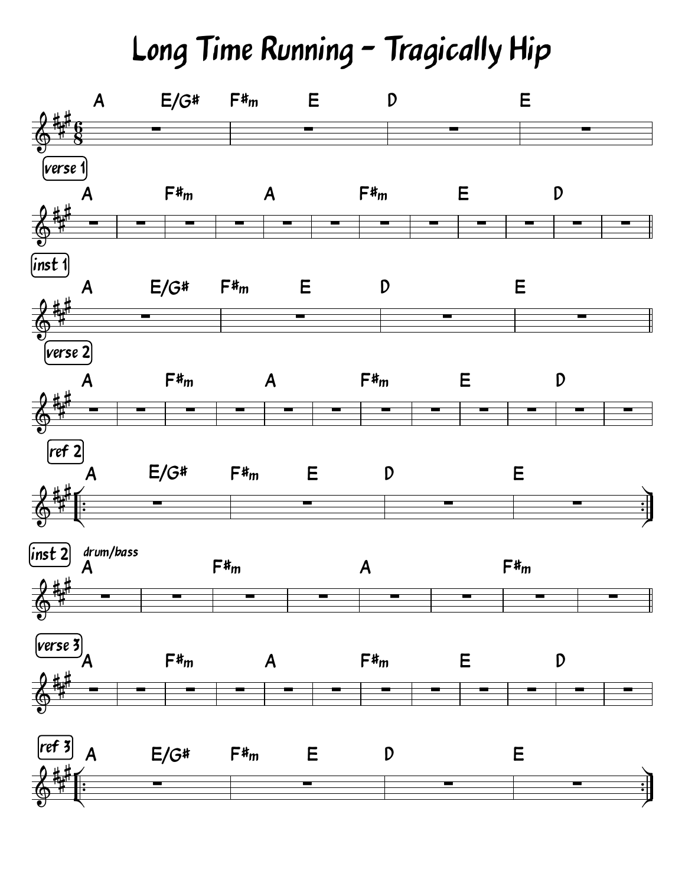# Long Time Running - Tragically Hip

*Time signature: 6/8, Key: A major*

A E/G# F#m E D E

**verse 1**

A F#m A F#m E D

**inst 1**

A E/G# F#m E D E

**verse 2**

A F#m A F#m E D

**ref 2**

|: A E/G# F#m E D E :|

**inst 2**

*drum/bass*

A F#m A F#m

**verse 3**

A F#m A F#m E D

**ref 3**

|: A E/G# F#m E D E :|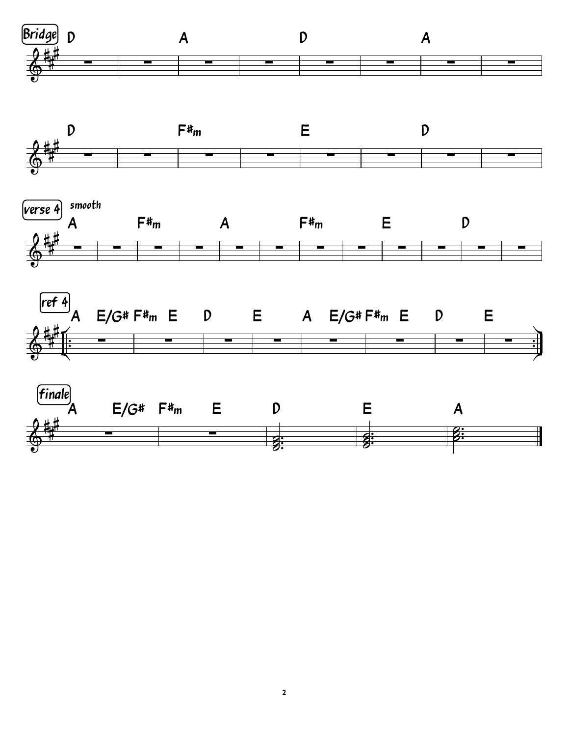**Bridge**

D A D A

D F#m E D

**verse 4**

*smooth*

A F#m A F#m E D

**ref 4**

A E/G# F#m E D E A E/G# F#m E D E

**finale**

A E/G# F#m E D E A